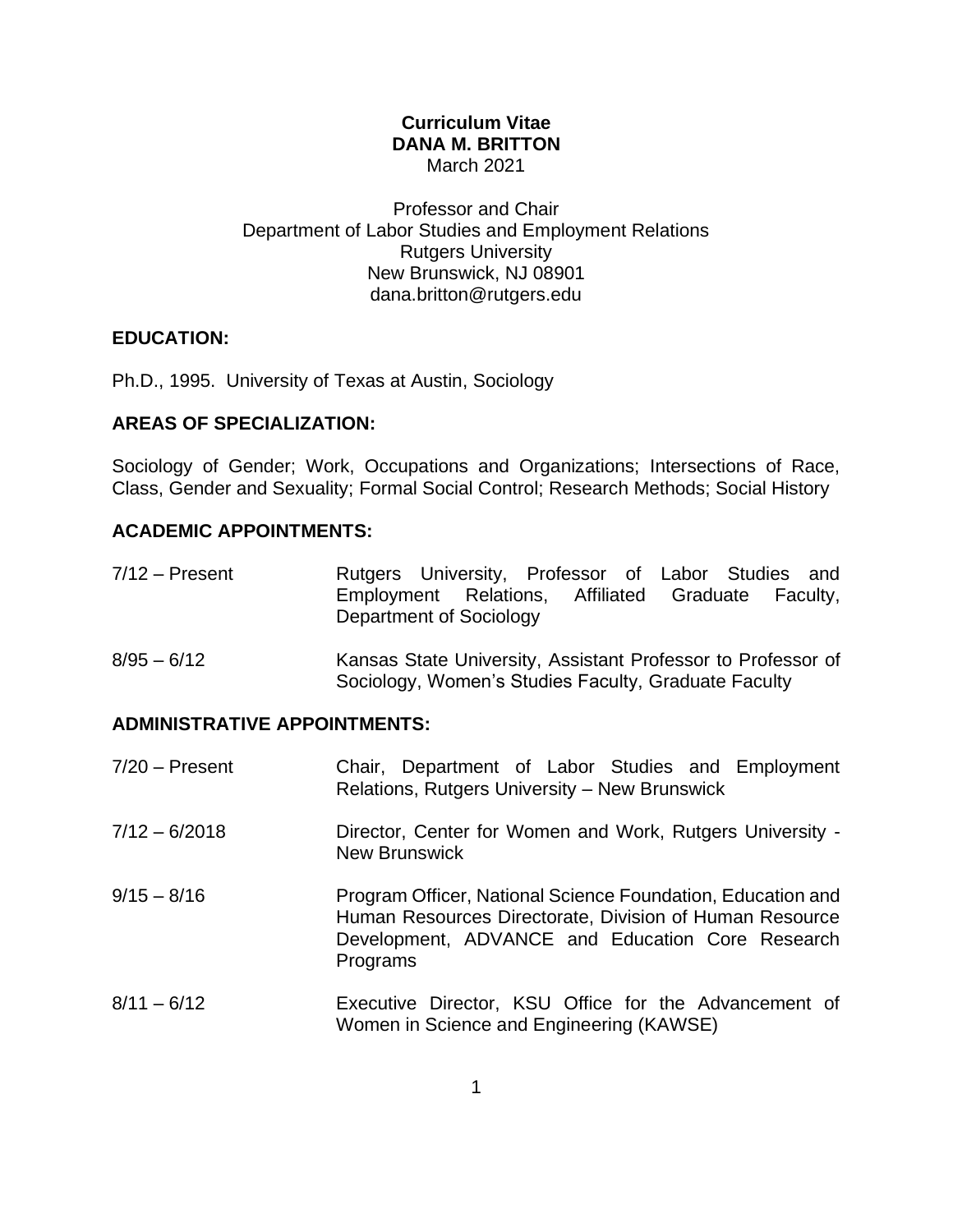**Curriculum Vitae**
**DANA M. BRITTON**
March 2021

Professor and Chair
Department of Labor Studies and Employment Relations
Rutgers University
New Brunswick, NJ 08901
dana.britton@rutgers.edu

## EDUCATION:

Ph.D., 1995. University of Texas at Austin, Sociology

## AREAS OF SPECIALIZATION:

Sociology of Gender; Work, Occupations and Organizations; Intersections of Race, Class, Gender and Sexuality; Formal Social Control; Research Methods; Social History

## ACADEMIC APPOINTMENTS:

| | |
|---|---|
| 7/12 – Present | Rutgers University, Professor of Labor Studies and Employment Relations, Affiliated Graduate Faculty, Department of Sociology |
| 8/95 – 6/12 | Kansas State University, Assistant Professor to Professor of Sociology, Women's Studies Faculty, Graduate Faculty |

## ADMINISTRATIVE APPOINTMENTS:

| | |
|---|---|
| 7/20 – Present | Chair, Department of Labor Studies and Employment Relations, Rutgers University – New Brunswick |
| 7/12 – 6/2018 | Director, Center for Women and Work, Rutgers University - New Brunswick |
| 9/15 – 8/16 | Program Officer, National Science Foundation, Education and Human Resources Directorate, Division of Human Resource Development, ADVANCE and Education Core Research Programs |
| 8/11 – 6/12 | Executive Director, KSU Office for the Advancement of Women in Science and Engineering (KAWSE) |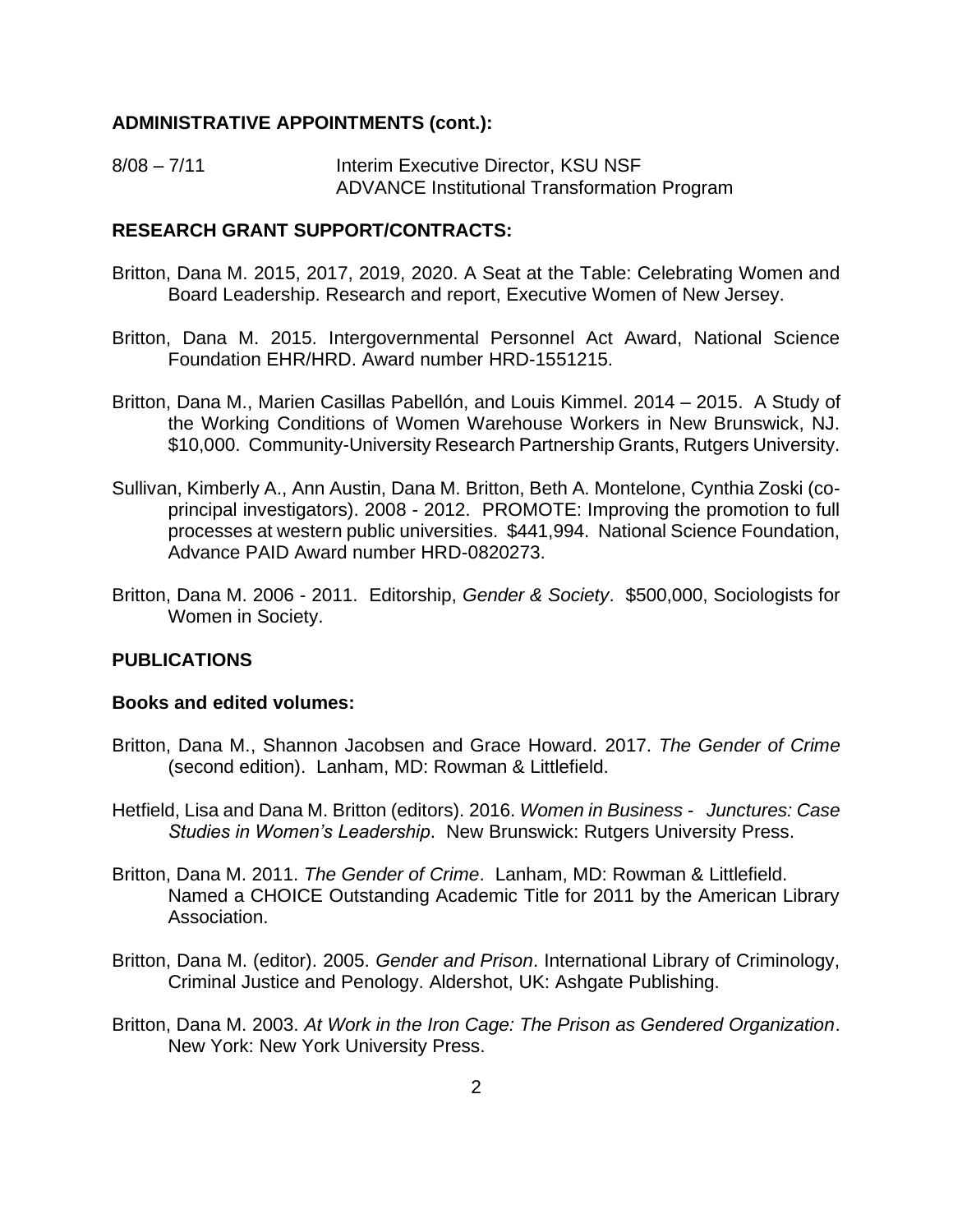**ADMINISTRATIVE APPOINTMENTS (cont.):**

8/08 – 7/11 Interim Executive Director, KSU NSF ADVANCE Institutional Transformation Program

**RESEARCH GRANT SUPPORT/CONTRACTS:**

Britton, Dana M. 2015, 2017, 2019, 2020. A Seat at the Table: Celebrating Women and Board Leadership. Research and report, Executive Women of New Jersey.

Britton, Dana M. 2015. Intergovernmental Personnel Act Award, National Science Foundation EHR/HRD. Award number HRD-1551215.

Britton, Dana M., Marien Casillas Pabellón, and Louis Kimmel. 2014 – 2015. A Study of the Working Conditions of Women Warehouse Workers in New Brunswick, NJ. $10,000. Community-University Research Partnership Grants, Rutgers University.

Sullivan, Kimberly A., Ann Austin, Dana M. Britton, Beth A. Montelone, Cynthia Zoski (co-principal investigators). 2008 - 2012. PROMOTE: Improving the promotion to full processes at western public universities. $441,994. National Science Foundation, Advance PAID Award number HRD-0820273.

Britton, Dana M. 2006 - 2011. Editorship, *Gender & Society*. $500,000, Sociologists for Women in Society.

**PUBLICATIONS**

**Books and edited volumes:**

Britton, Dana M., Shannon Jacobsen and Grace Howard. 2017. *The Gender of Crime* (second edition). Lanham, MD: Rowman & Littlefield.

Hetfield, Lisa and Dana M. Britton (editors). 2016. *Women in Business - Junctures: Case Studies in Women's Leadership*. New Brunswick: Rutgers University Press.

Britton, Dana M. 2011. *The Gender of Crime*. Lanham, MD: Rowman & Littlefield. Named a CHOICE Outstanding Academic Title for 2011 by the American Library Association.

Britton, Dana M. (editor). 2005. *Gender and Prison*. International Library of Criminology, Criminal Justice and Penology. Aldershot, UK: Ashgate Publishing.

Britton, Dana M. 2003. *At Work in the Iron Cage: The Prison as Gendered Organization*. New York: New York University Press.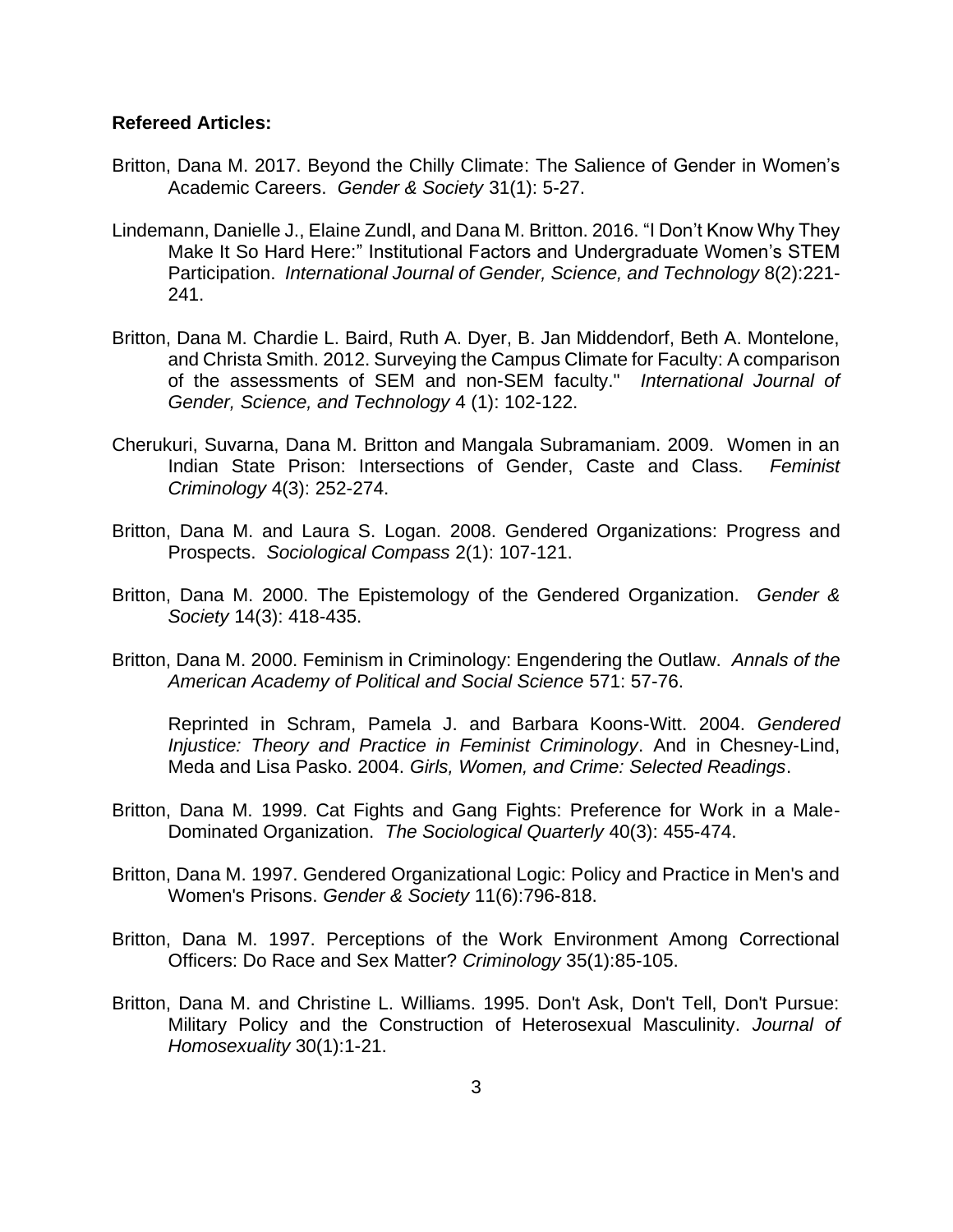**Refereed Articles:**

Britton, Dana M. 2017. Beyond the Chilly Climate: The Salience of Gender in Women's Academic Careers. *Gender & Society* 31(1): 5-27.

Lindemann, Danielle J., Elaine Zundl, and Dana M. Britton. 2016. "I Don't Know Why They Make It So Hard Here:" Institutional Factors and Undergraduate Women's STEM Participation. *International Journal of Gender, Science, and Technology* 8(2):221-241.

Britton, Dana M. Chardie L. Baird, Ruth A. Dyer, B. Jan Middendorf, Beth A. Montelone, and Christa Smith. 2012. Surveying the Campus Climate for Faculty: A comparison of the assessments of SEM and non-SEM faculty." *International Journal of Gender, Science, and Technology* 4 (1): 102-122.

Cherukuri, Suvarna, Dana M. Britton and Mangala Subramaniam. 2009. Women in an Indian State Prison: Intersections of Gender, Caste and Class. *Feminist Criminology* 4(3): 252-274.

Britton, Dana M. and Laura S. Logan. 2008. Gendered Organizations: Progress and Prospects. *Sociological Compass* 2(1): 107-121.

Britton, Dana M. 2000. The Epistemology of the Gendered Organization. *Gender & Society* 14(3): 418-435.

Britton, Dana M. 2000. Feminism in Criminology: Engendering the Outlaw. *Annals of the American Academy of Political and Social Science* 571: 57-76.

Reprinted in Schram, Pamela J. and Barbara Koons-Witt. 2004. *Gendered Injustice: Theory and Practice in Feminist Criminology*. And in Chesney-Lind, Meda and Lisa Pasko. 2004. *Girls, Women, and Crime: Selected Readings*.

Britton, Dana M. 1999. Cat Fights and Gang Fights: Preference for Work in a Male-Dominated Organization. *The Sociological Quarterly* 40(3): 455-474.

Britton, Dana M. 1997. Gendered Organizational Logic: Policy and Practice in Men's and Women's Prisons. *Gender & Society* 11(6):796-818.

Britton, Dana M. 1997. Perceptions of the Work Environment Among Correctional Officers: Do Race and Sex Matter? *Criminology* 35(1):85-105.

Britton, Dana M. and Christine L. Williams. 1995. Don't Ask, Don't Tell, Don't Pursue: Military Policy and the Construction of Heterosexual Masculinity. *Journal of Homosexuality* 30(1):1-21.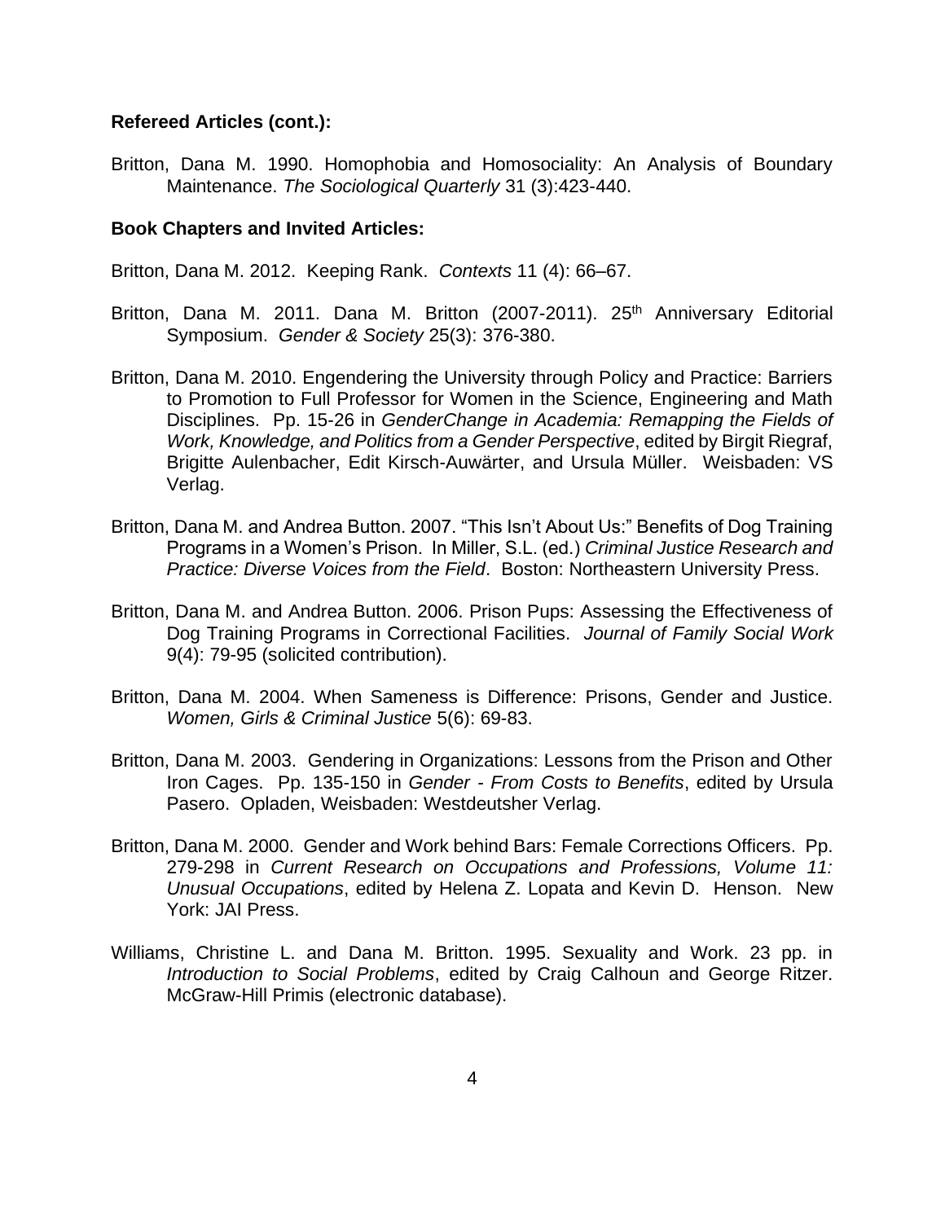**Refereed Articles (cont.):**

Britton, Dana M. 1990. Homophobia and Homosociality: An Analysis of Boundary Maintenance. *The Sociological Quarterly* 31 (3):423-440.

**Book Chapters and Invited Articles:**

Britton, Dana M. 2012. Keeping Rank. *Contexts* 11 (4): 66–67.

Britton, Dana M. 2011. Dana M. Britton (2007-2011). 25th Anniversary Editorial Symposium. *Gender & Society* 25(3): 376-380.

Britton, Dana M. 2010. Engendering the University through Policy and Practice: Barriers to Promotion to Full Professor for Women in the Science, Engineering and Math Disciplines. Pp. 15-26 in *GenderChange in Academia: Remapping the Fields of Work, Knowledge, and Politics from a Gender Perspective*, edited by Birgit Riegraf, Brigitte Aulenbacher, Edit Kirsch-Auwärter, and Ursula Müller. Weisbaden: VS Verlag.

Britton, Dana M. and Andrea Button. 2007. "This Isn't About Us:" Benefits of Dog Training Programs in a Women's Prison. In Miller, S.L. (ed.) *Criminal Justice Research and Practice: Diverse Voices from the Field*. Boston: Northeastern University Press.

Britton, Dana M. and Andrea Button. 2006. Prison Pups: Assessing the Effectiveness of Dog Training Programs in Correctional Facilities. *Journal of Family Social Work* 9(4): 79-95 (solicited contribution).

Britton, Dana M. 2004. When Sameness is Difference: Prisons, Gender and Justice. *Women, Girls & Criminal Justice* 5(6): 69-83.

Britton, Dana M. 2003. Gendering in Organizations: Lessons from the Prison and Other Iron Cages. Pp. 135-150 in *Gender - From Costs to Benefits*, edited by Ursula Pasero. Opladen, Weisbaden: Westdeutsher Verlag.

Britton, Dana M. 2000. Gender and Work behind Bars: Female Corrections Officers. Pp. 279-298 in *Current Research on Occupations and Professions, Volume 11: Unusual Occupations*, edited by Helena Z. Lopata and Kevin D. Henson. New York: JAI Press.

Williams, Christine L. and Dana M. Britton. 1995. Sexuality and Work. 23 pp. in *Introduction to Social Problems*, edited by Craig Calhoun and George Ritzer. McGraw-Hill Primis (electronic database).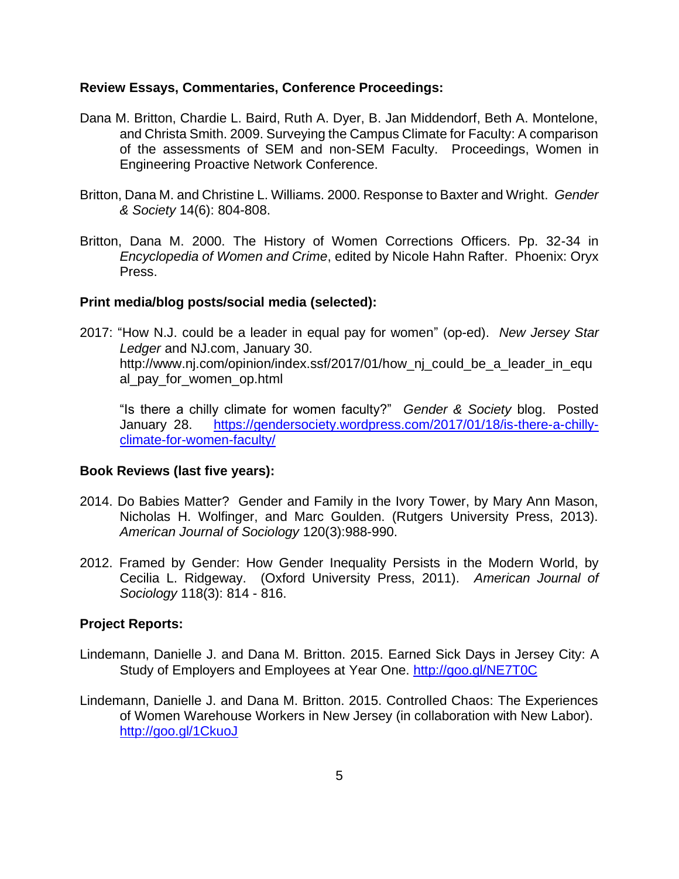**Review Essays, Commentaries, Conference Proceedings:**

Dana M. Britton, Chardie L. Baird, Ruth A. Dyer, B. Jan Middendorf, Beth A. Montelone, and Christa Smith. 2009. Surveying the Campus Climate for Faculty: A comparison of the assessments of SEM and non-SEM Faculty. Proceedings, Women in Engineering Proactive Network Conference.

Britton, Dana M. and Christine L. Williams. 2000. Response to Baxter and Wright. *Gender & Society* 14(6): 804-808.

Britton, Dana M. 2000. The History of Women Corrections Officers. Pp. 32-34 in *Encyclopedia of Women and Crime*, edited by Nicole Hahn Rafter. Phoenix: Oryx Press.

**Print media/blog posts/social media (selected):**

2017: "How N.J. could be a leader in equal pay for women" (op-ed). *New Jersey Star Ledger* and NJ.com, January 30. http://www.nj.com/opinion/index.ssf/2017/01/how_nj_could_be_a_leader_in_equal_pay_for_women_op.html

"Is there a chilly climate for women faculty?" *Gender & Society* blog. Posted January 28. [https://gendersociety.wordpress.com/2017/01/18/is-there-a-chilly-climate-for-women-faculty/](https://gendersociety.wordpress.com/2017/01/18/is-there-a-chilly-climate-for-women-faculty/)

**Book Reviews (last five years):**

2014. Do Babies Matter? Gender and Family in the Ivory Tower, by Mary Ann Mason, Nicholas H. Wolfinger, and Marc Goulden. (Rutgers University Press, 2013). *American Journal of Sociology* 120(3):988-990.

2012. Framed by Gender: How Gender Inequality Persists in the Modern World, by Cecilia L. Ridgeway. (Oxford University Press, 2011). *American Journal of Sociology* 118(3): 814 - 816.

**Project Reports:**

Lindemann, Danielle J. and Dana M. Britton. 2015. Earned Sick Days in Jersey City: A Study of Employers and Employees at Year One. [http://goo.gl/NE7T0C](http://goo.gl/NE7T0C)

Lindemann, Danielle J. and Dana M. Britton. 2015. Controlled Chaos: The Experiences of Women Warehouse Workers in New Jersey (in collaboration with New Labor). [http://goo.gl/1CkuoJ](http://goo.gl/1CkuoJ)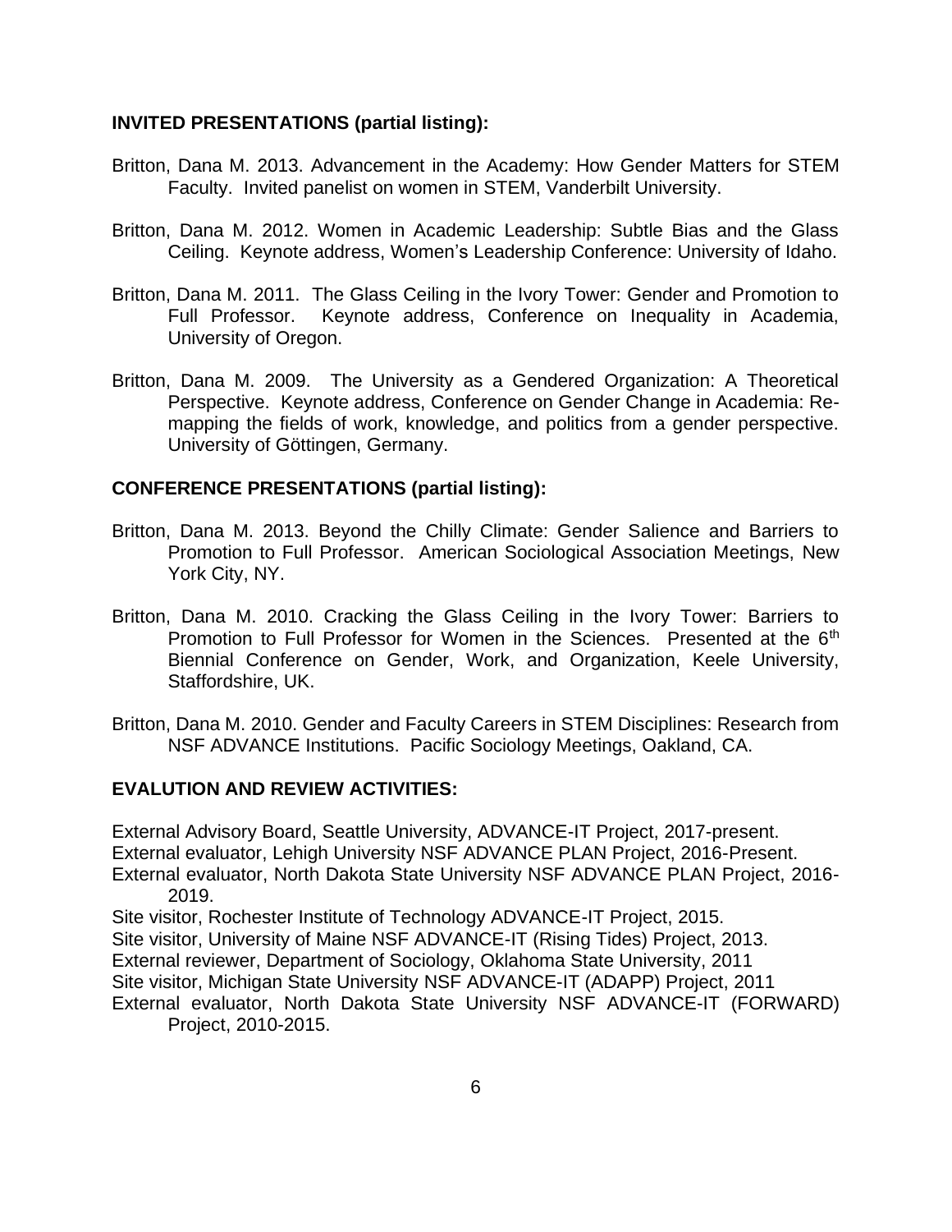**INVITED PRESENTATIONS (partial listing):**

Britton, Dana M. 2013. Advancement in the Academy: How Gender Matters for STEM Faculty. Invited panelist on women in STEM, Vanderbilt University.

Britton, Dana M. 2012. Women in Academic Leadership: Subtle Bias and the Glass Ceiling. Keynote address, Women's Leadership Conference: University of Idaho.

Britton, Dana M. 2011. The Glass Ceiling in the Ivory Tower: Gender and Promotion to Full Professor. Keynote address, Conference on Inequality in Academia, University of Oregon.

Britton, Dana M. 2009. The University as a Gendered Organization: A Theoretical Perspective. Keynote address, Conference on Gender Change in Academia: Re-mapping the fields of work, knowledge, and politics from a gender perspective. University of Göttingen, Germany.

**CONFERENCE PRESENTATIONS (partial listing):**

Britton, Dana M. 2013. Beyond the Chilly Climate: Gender Salience and Barriers to Promotion to Full Professor. American Sociological Association Meetings, New York City, NY.

Britton, Dana M. 2010. Cracking the Glass Ceiling in the Ivory Tower: Barriers to Promotion to Full Professor for Women in the Sciences. Presented at the 6th Biennial Conference on Gender, Work, and Organization, Keele University, Staffordshire, UK.

Britton, Dana M. 2010. Gender and Faculty Careers in STEM Disciplines: Research from NSF ADVANCE Institutions. Pacific Sociology Meetings, Oakland, CA.

**EVALUTION AND REVIEW ACTIVITIES:**

External Advisory Board, Seattle University, ADVANCE-IT Project, 2017-present.
External evaluator, Lehigh University NSF ADVANCE PLAN Project, 2016-Present.
External evaluator, North Dakota State University NSF ADVANCE PLAN Project, 2016-2019.
Site visitor, Rochester Institute of Technology ADVANCE-IT Project, 2015.
Site visitor, University of Maine NSF ADVANCE-IT (Rising Tides) Project, 2013.
External reviewer, Department of Sociology, Oklahoma State University, 2011
Site visitor, Michigan State University NSF ADVANCE-IT (ADAPP) Project, 2011
External evaluator, North Dakota State University NSF ADVANCE-IT (FORWARD) Project, 2010-2015.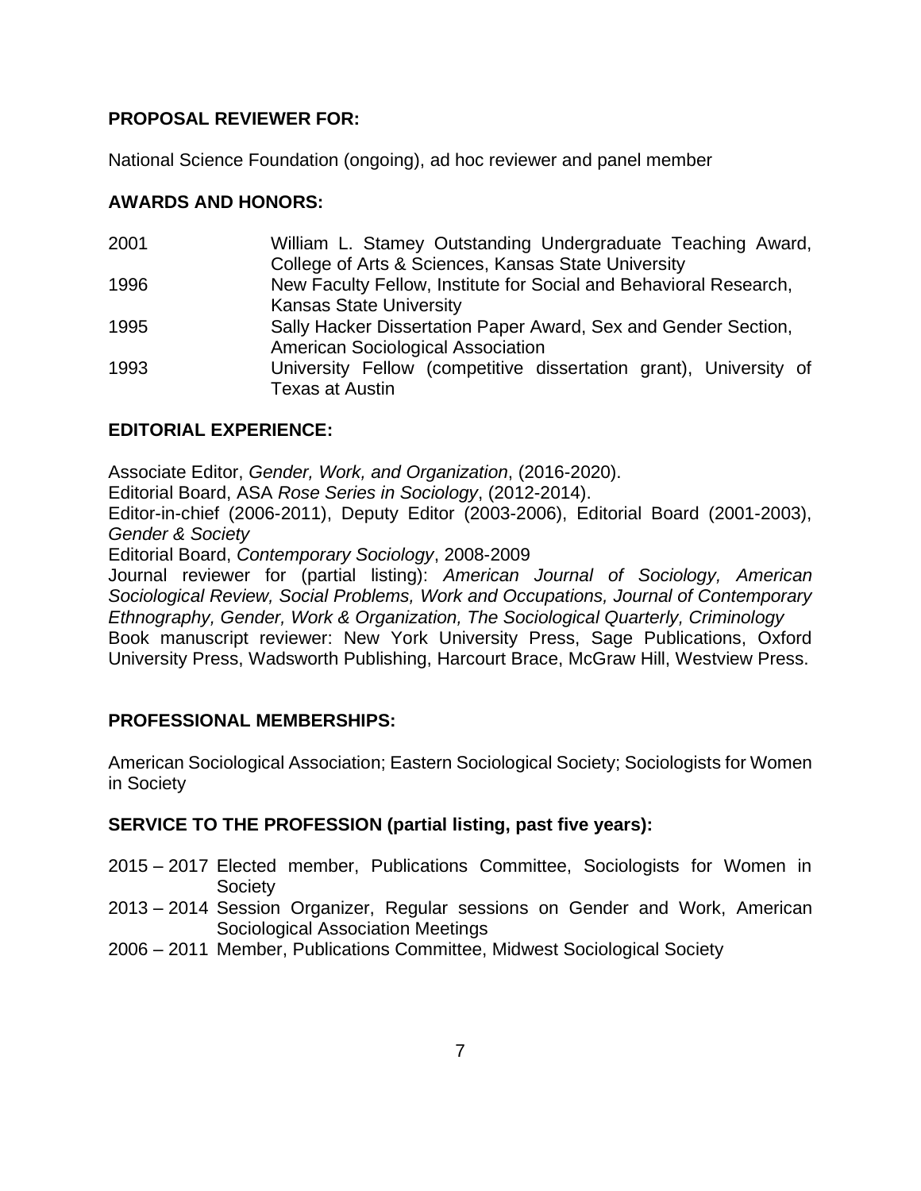## PROPOSAL REVIEWER FOR:

National Science Foundation (ongoing), ad hoc reviewer and panel member

## AWARDS AND HONORS:

| | |
|---|---|
| 2001 | William L. Stamey Outstanding Undergraduate Teaching Award, College of Arts & Sciences, Kansas State University |
| 1996 | New Faculty Fellow, Institute for Social and Behavioral Research, Kansas State University |
| 1995 | Sally Hacker Dissertation Paper Award, Sex and Gender Section, American Sociological Association |
| 1993 | University Fellow (competitive dissertation grant), University of Texas at Austin |

## EDITORIAL EXPERIENCE:

Associate Editor, *Gender, Work, and Organization*, (2016-2020).
Editorial Board, ASA *Rose Series in Sociology*, (2012-2014).
Editor-in-chief (2006-2011), Deputy Editor (2003-2006), Editorial Board (2001-2003), *Gender & Society*
Editorial Board, *Contemporary Sociology*, 2008-2009
Journal reviewer for (partial listing): *American Journal of Sociology, American Sociological Review, Social Problems, Work and Occupations, Journal of Contemporary Ethnography, Gender, Work & Organization, The Sociological Quarterly, Criminology*
Book manuscript reviewer: New York University Press, Sage Publications, Oxford University Press, Wadsworth Publishing, Harcourt Brace, McGraw Hill, Westview Press.

## PROFESSIONAL MEMBERSHIPS:

American Sociological Association; Eastern Sociological Society; Sociologists for Women in Society

## SERVICE TO THE PROFESSION (partial listing, past five years):

| | |
|---|---|
| 2015 – 2017 | Elected member, Publications Committee, Sociologists for Women in Society |
| 2013 – 2014 | Session Organizer, Regular sessions on Gender and Work, American Sociological Association Meetings |
| 2006 – 2011 | Member, Publications Committee, Midwest Sociological Society |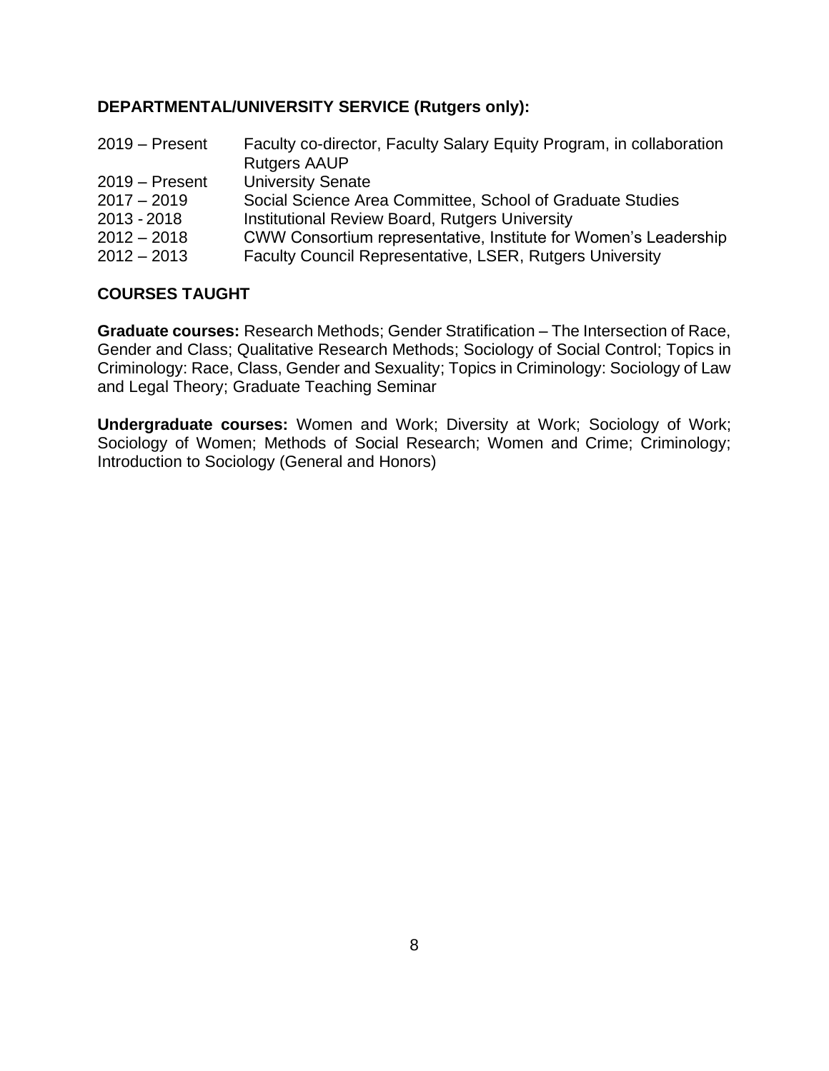**DEPARTMENTAL/UNIVERSITY SERVICE (Rutgers only):**

| | |
|---|---|
| 2019 – Present | Faculty co-director, Faculty Salary Equity Program, in collaboration Rutgers AAUP |
| 2019 – Present | University Senate |
| 2017 – 2019 | Social Science Area Committee, School of Graduate Studies |
| 2013 - 2018 | Institutional Review Board, Rutgers University |
| 2012 – 2018 | CWW Consortium representative, Institute for Women's Leadership |
| 2012 – 2013 | Faculty Council Representative, LSER, Rutgers University |

**COURSES TAUGHT**

**Graduate courses:** Research Methods; Gender Stratification – The Intersection of Race, Gender and Class; Qualitative Research Methods; Sociology of Social Control; Topics in Criminology: Race, Class, Gender and Sexuality; Topics in Criminology: Sociology of Law and Legal Theory; Graduate Teaching Seminar

**Undergraduate courses:** Women and Work; Diversity at Work; Sociology of Work; Sociology of Women; Methods of Social Research; Women and Crime; Criminology; Introduction to Sociology (General and Honors)